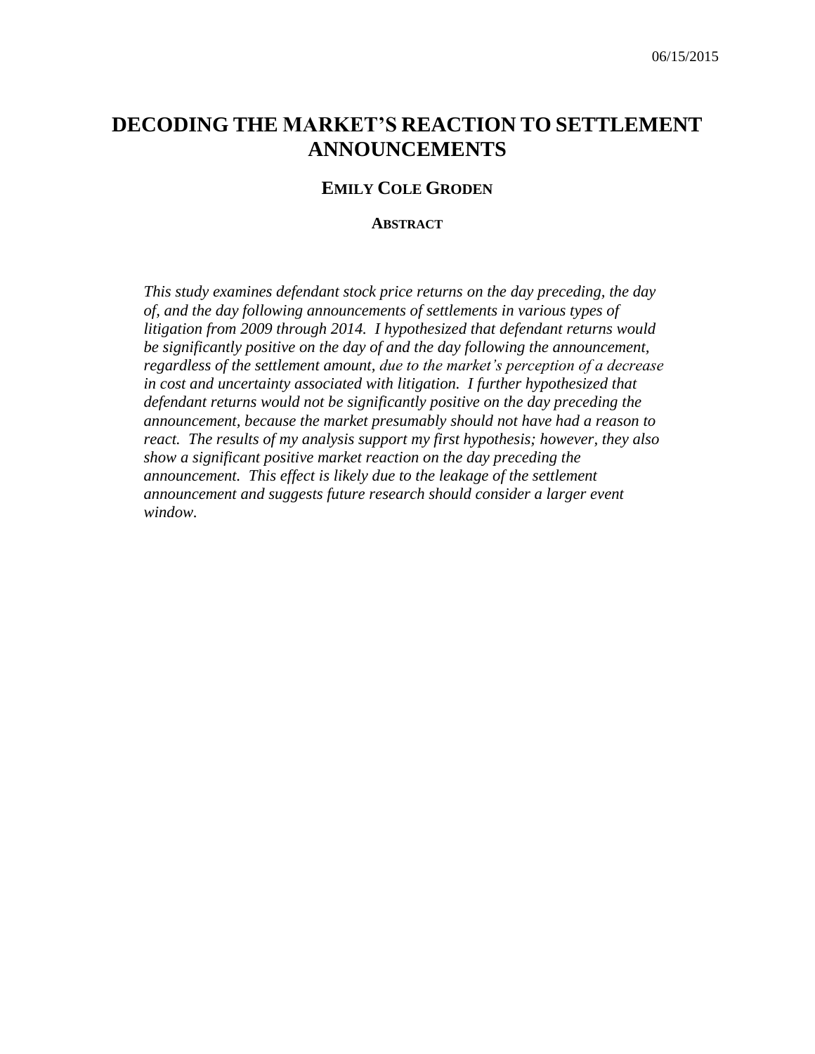06/15/2015

# DECODING THE MARKET'S REACTION TO SETTLEMENT ANNOUNCEMENTS

### EMILY COLE GRODEN

#### ABSTRACT

*This study examines defendant stock price returns on the day preceding, the day of, and the day following announcements of settlements in various types of litigation from 2009 through 2014. I hypothesized that defendant returns would be significantly positive on the day of and the day following the announcement, regardless of the settlement amount, due to the market's perception of a decrease in cost and uncertainty associated with litigation. I further hypothesized that defendant returns would not be significantly positive on the day preceding the announcement, because the market presumably should not have had a reason to react. The results of my analysis support my first hypothesis; however, they also show a significant positive market reaction on the day preceding the announcement. This effect is likely due to the leakage of the settlement announcement and suggests future research should consider a larger event window.*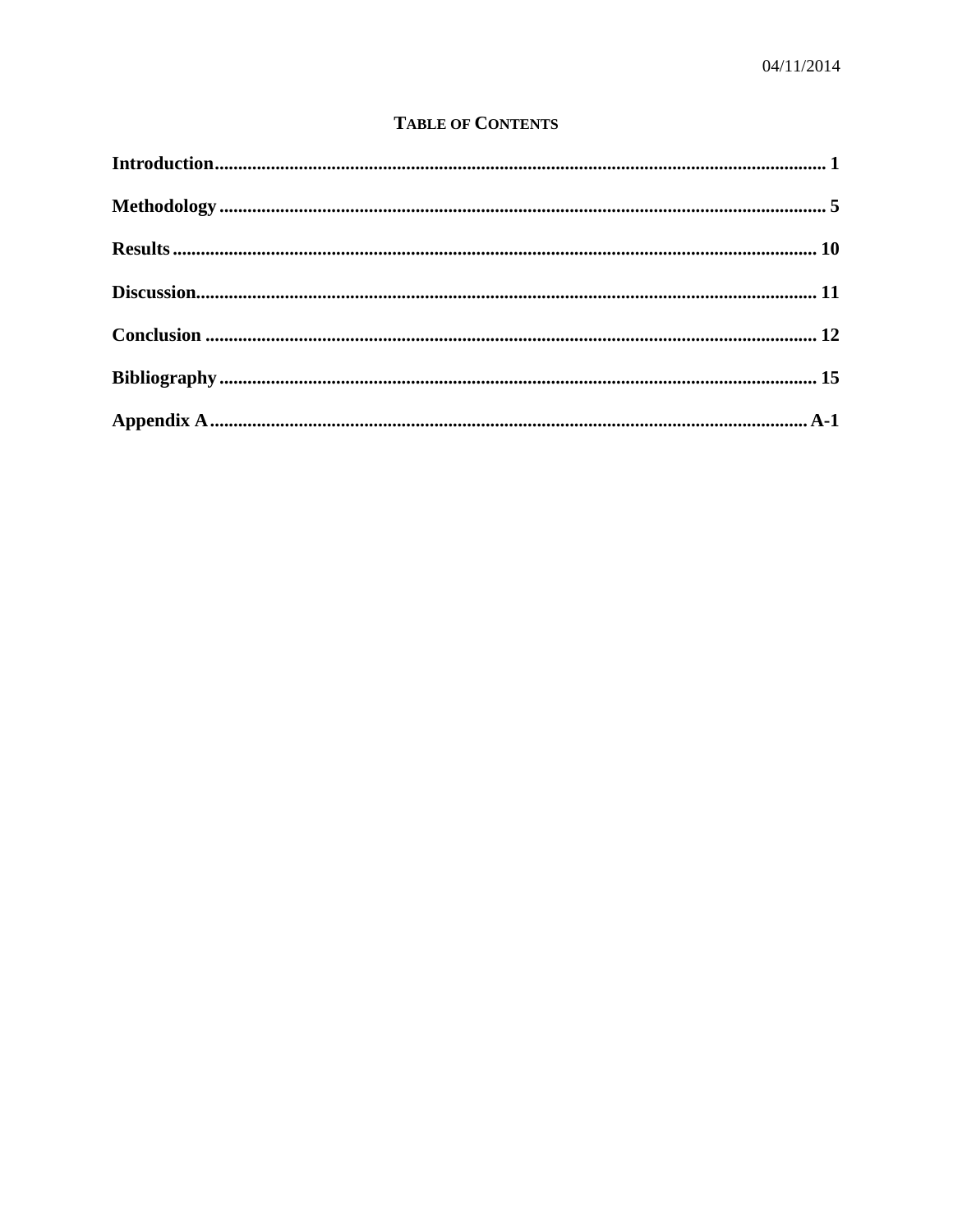# Table of Contents

**Introduction** ........................................................................ **1**

**Methodology** ........................................................................ **5**

**Results** ........................................................................ **10**

**Discussion** ........................................................................ **11**

**Conclusion** ........................................................................ **12**

**Bibliography** ........................................................................ **15**

**Appendix A** ........................................................................ **A-1**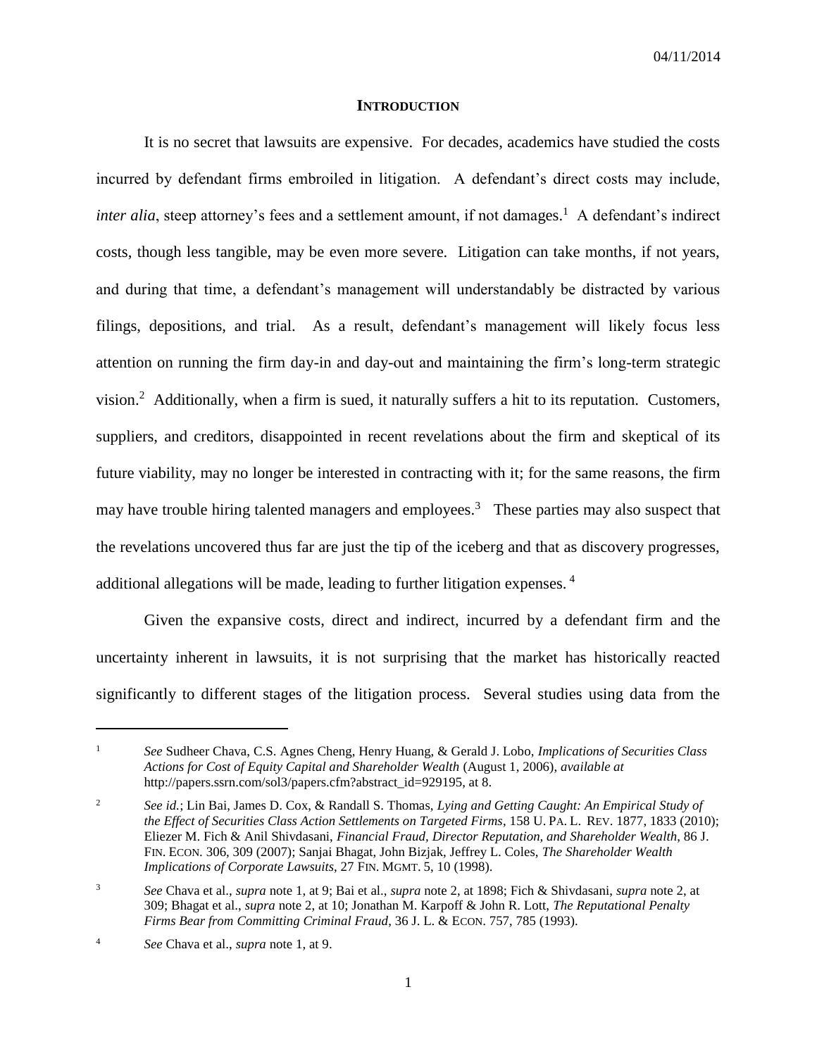## INTRODUCTION

It is no secret that lawsuits are expensive. For decades, academics have studied the costs incurred by defendant firms embroiled in litigation. A defendant's direct costs may include, *inter alia*, steep attorney's fees and a settlement amount, if not damages.[1] A defendant's indirect costs, though less tangible, may be even more severe. Litigation can take months, if not years, and during that time, a defendant's management will understandably be distracted by various filings, depositions, and trial. As a result, defendant's management will likely focus less attention on running the firm day-in and day-out and maintaining the firm's long-term strategic vision.[2] Additionally, when a firm is sued, it naturally suffers a hit to its reputation. Customers, suppliers, and creditors, disappointed in recent revelations about the firm and skeptical of its future viability, may no longer be interested in contracting with it; for the same reasons, the firm may have trouble hiring talented managers and employees.[3] These parties may also suspect that the revelations uncovered thus far are just the tip of the iceberg and that as discovery progresses, additional allegations will be made, leading to further litigation expenses.[4]

Given the expansive costs, direct and indirect, incurred by a defendant firm and the uncertainty inherent in lawsuits, it is not surprising that the market has historically reacted significantly to different stages of the litigation process. Several studies using data from the

---

[1] *See* Sudheer Chava, C.S. Agnes Cheng, Henry Huang, & Gerald J. Lobo, *Implications of Securities Class Actions for Cost of Equity Capital and Shareholder Wealth* (August 1, 2006), *available at* http://papers.ssrn.com/sol3/papers.cfm?abstract_id=929195, at 8.

[2] *See id.*; Lin Bai, James D. Cox, & Randall S. Thomas, *Lying and Getting Caught: An Empirical Study of the Effect of Securities Class Action Settlements on Targeted Firms*, 158 U. PA. L. REV. 1877, 1833 (2010); Eliezer M. Fich & Anil Shivdasani, *Financial Fraud, Director Reputation, and Shareholder Wealth*, 86 J. FIN. ECON. 306, 309 (2007); Sanjai Bhagat, John Bizjak, Jeffrey L. Coles, *The Shareholder Wealth Implications of Corporate Lawsuits*, 27 FIN. MGMT. 5, 10 (1998).

[3] *See* Chava et al., *supra* note 1, at 9; Bai et al., *supra* note 2, at 1898; Fich & Shivdasani, *supra* note 2, at 309; Bhagat et al., *supra* note 2, at 10; Jonathan M. Karpoff & John R. Lott, *The Reputational Penalty Firms Bear from Committing Criminal Fraud*, 36 J. L. & ECON. 757, 785 (1993).

[4] *See* Chava et al., *supra* note 1, at 9.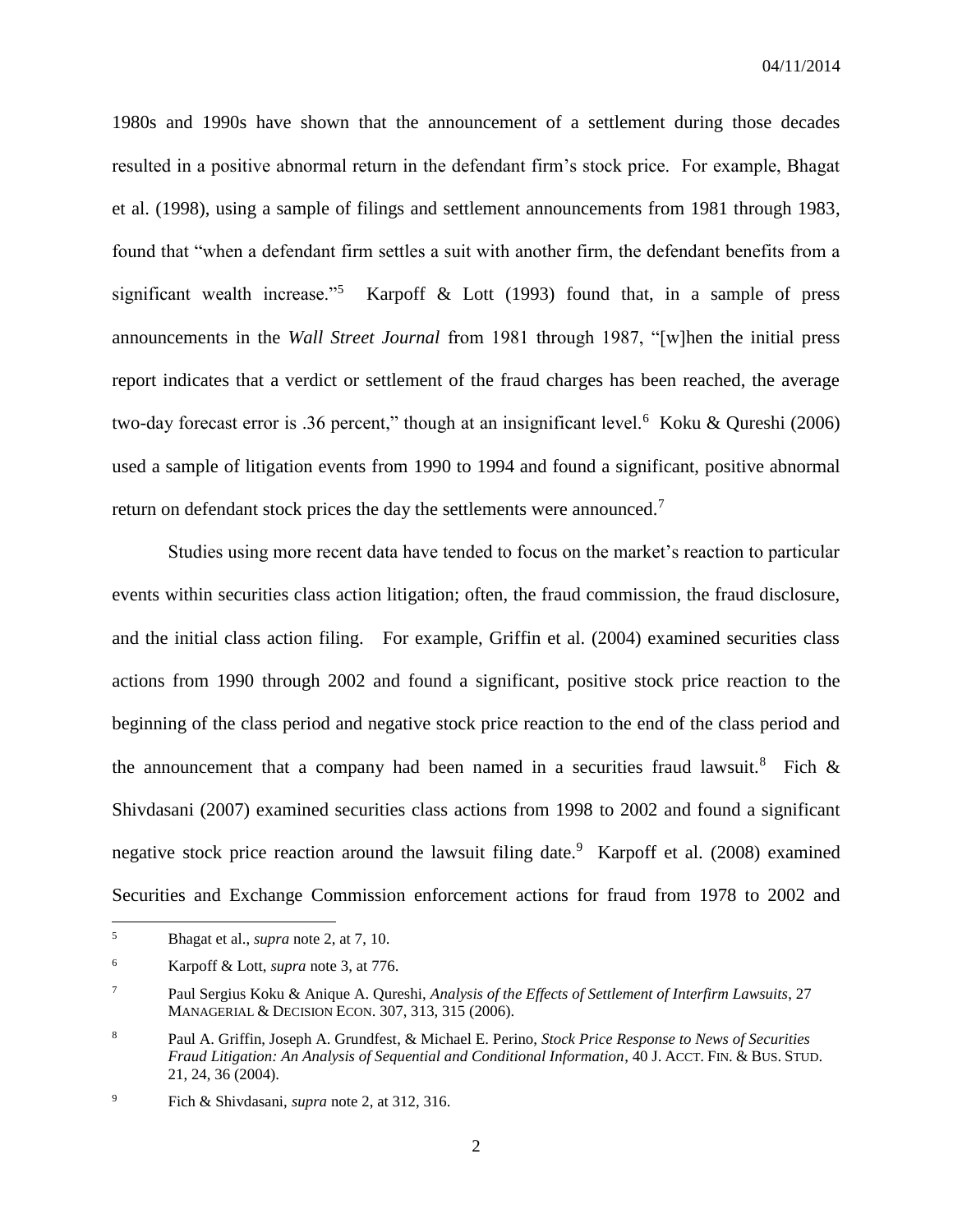1980s and 1990s have shown that the announcement of a settlement during those decades resulted in a positive abnormal return in the defendant firm's stock price. For example, Bhagat et al. (1998), using a sample of filings and settlement announcements from 1981 through 1983, found that "when a defendant firm settles a suit with another firm, the defendant benefits from a significant wealth increase."[5] Karpoff & Lott (1993) found that, in a sample of press announcements in the *Wall Street Journal* from 1981 through 1987, "[w]hen the initial press report indicates that a verdict or settlement of the fraud charges has been reached, the average two-day forecast error is .36 percent," though at an insignificant level.[6] Koku & Qureshi (2006) used a sample of litigation events from 1990 to 1994 and found a significant, positive abnormal return on defendant stock prices the day the settlements were announced.[7]

Studies using more recent data have tended to focus on the market's reaction to particular events within securities class action litigation; often, the fraud commission, the fraud disclosure, and the initial class action filing. For example, Griffin et al. (2004) examined securities class actions from 1990 through 2002 and found a significant, positive stock price reaction to the beginning of the class period and negative stock price reaction to the end of the class period and the announcement that a company had been named in a securities fraud lawsuit.[8] Fich & Shivdasani (2007) examined securities class actions from 1998 to 2002 and found a significant negative stock price reaction around the lawsuit filing date.[9] Karpoff et al. (2008) examined Securities and Exchange Commission enforcement actions for fraud from 1978 to 2002 and

---

[5] Bhagat et al., *supra* note 2, at 7, 10.

[6] Karpoff & Lott, *supra* note 3, at 776.

[7] Paul Sergius Koku & Anique A. Qureshi, *Analysis of the Effects of Settlement of Interfirm Lawsuits*, 27 MANAGERIAL & DECISION ECON. 307, 313, 315 (2006).

[8] Paul A. Griffin, Joseph A. Grundfest, & Michael E. Perino, *Stock Price Response to News of Securities Fraud Litigation: An Analysis of Sequential and Conditional Information*, 40 J. ACCT. FIN. & BUS. STUD. 21, 24, 36 (2004).

[9] Fich & Shivdasani, *supra* note 2, at 312, 316.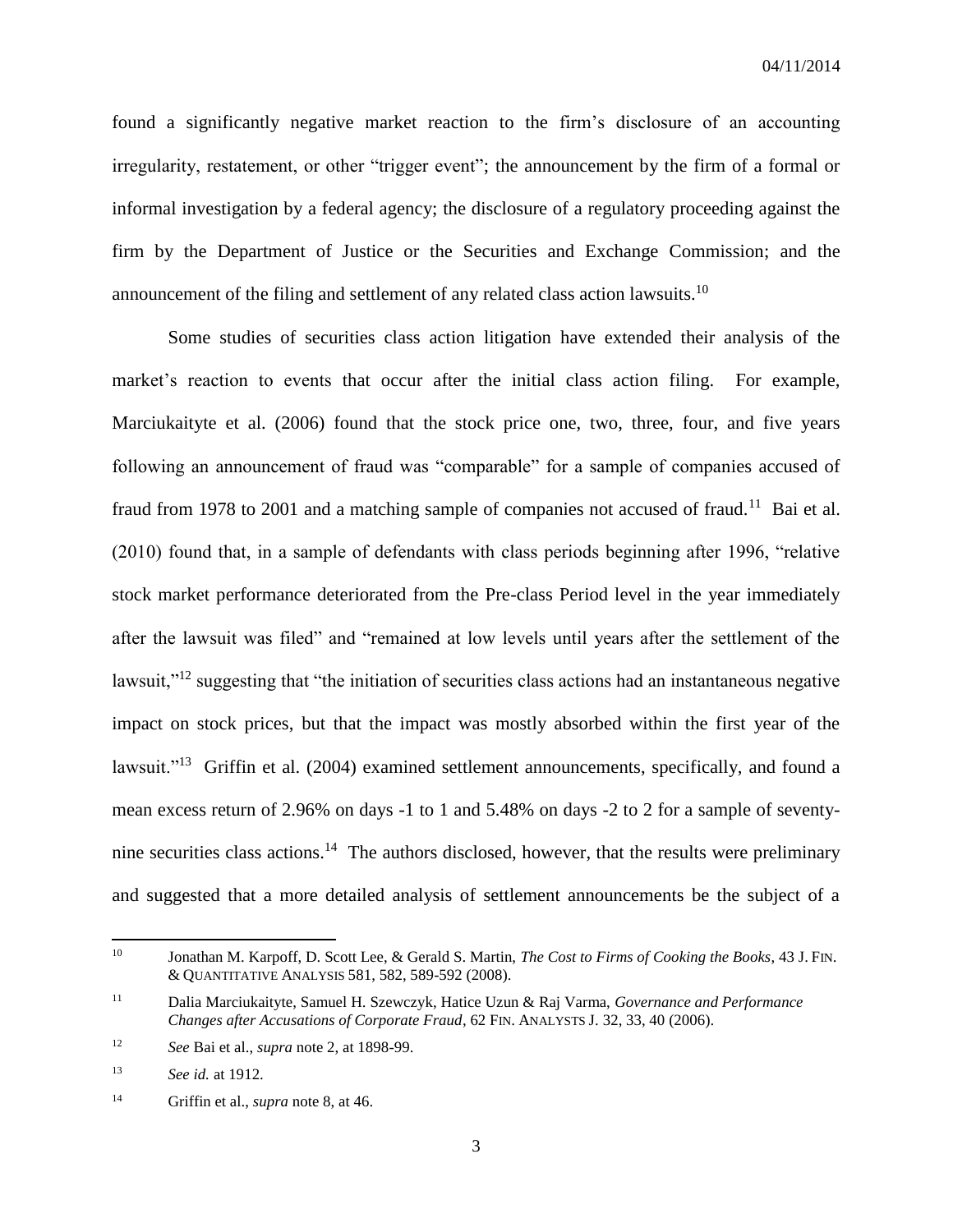found a significantly negative market reaction to the firm's disclosure of an accounting irregularity, restatement, or other "trigger event"; the announcement by the firm of a formal or informal investigation by a federal agency; the disclosure of a regulatory proceeding against the firm by the Department of Justice or the Securities and Exchange Commission; and the announcement of the filing and settlement of any related class action lawsuits.[10]

Some studies of securities class action litigation have extended their analysis of the market's reaction to events that occur after the initial class action filing. For example, Marciukaityte et al. (2006) found that the stock price one, two, three, four, and five years following an announcement of fraud was "comparable" for a sample of companies accused of fraud from 1978 to 2001 and a matching sample of companies not accused of fraud.[11] Bai et al. (2010) found that, in a sample of defendants with class periods beginning after 1996, "relative stock market performance deteriorated from the Pre-class Period level in the year immediately after the lawsuit was filed" and "remained at low levels until years after the settlement of the lawsuit,"[12] suggesting that "the initiation of securities class actions had an instantaneous negative impact on stock prices, but that the impact was mostly absorbed within the first year of the lawsuit."[13] Griffin et al. (2004) examined settlement announcements, specifically, and found a mean excess return of 2.96% on days -1 to 1 and 5.48% on days -2 to 2 for a sample of seventy-nine securities class actions.[14] The authors disclosed, however, that the results were preliminary and suggested that a more detailed analysis of settlement announcements be the subject of a

---

[10] Jonathan M. Karpoff, D. Scott Lee, & Gerald S. Martin, *The Cost to Firms of Cooking the Books*, 43 J. FIN. & QUANTITATIVE ANALYSIS 581, 582, 589-592 (2008).

[11] Dalia Marciukaityte, Samuel H. Szewczyk, Hatice Uzun & Raj Varma, *Governance and Performance Changes after Accusations of Corporate Fraud*, 62 FIN. ANALYSTS J. 32, 33, 40 (2006).

[12] *See* Bai et al., *supra* note 2, at 1898-99.

[13] *See id.* at 1912.

[14] Griffin et al., *supra* note 8, at 46.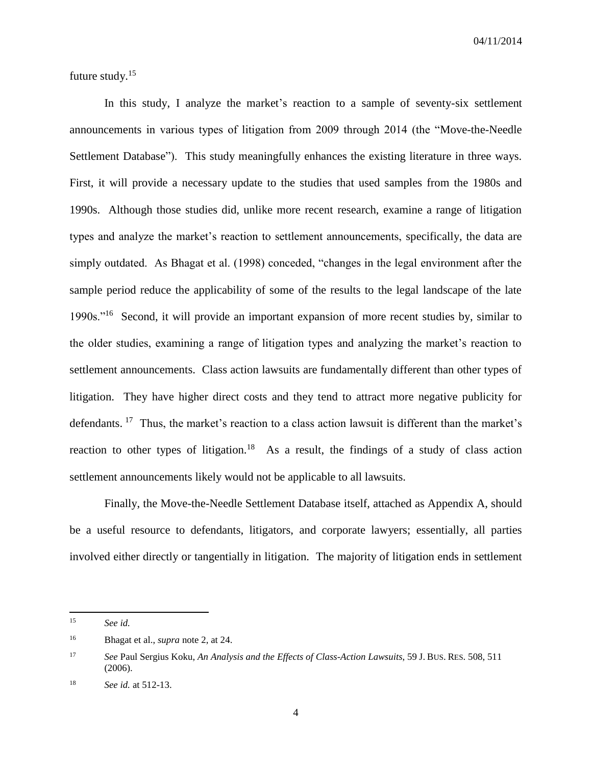future study.[15]

In this study, I analyze the market's reaction to a sample of seventy-six settlement announcements in various types of litigation from 2009 through 2014 (the "Move-the-Needle Settlement Database"). This study meaningfully enhances the existing literature in three ways. First, it will provide a necessary update to the studies that used samples from the 1980s and 1990s. Although those studies did, unlike more recent research, examine a range of litigation types and analyze the market's reaction to settlement announcements, specifically, the data are simply outdated. As Bhagat et al. (1998) conceded, "changes in the legal environment after the sample period reduce the applicability of some of the results to the legal landscape of the late 1990s."[16] Second, it will provide an important expansion of more recent studies by, similar to the older studies, examining a range of litigation types and analyzing the market's reaction to settlement announcements. Class action lawsuits are fundamentally different than other types of litigation. They have higher direct costs and they tend to attract more negative publicity for defendants.[17] Thus, the market's reaction to a class action lawsuit is different than the market's reaction to other types of litigation.[18] As a result, the findings of a study of class action settlement announcements likely would not be applicable to all lawsuits.

Finally, the Move-the-Needle Settlement Database itself, attached as Appendix A, should be a useful resource to defendants, litigators, and corporate lawyers; essentially, all parties involved either directly or tangentially in litigation. The majority of litigation ends in settlement

---

[15] *See id.*

[16] Bhagat et al., *supra* note 2, at 24.

[17] *See* Paul Sergius Koku, *An Analysis and the Effects of Class-Action Lawsuits*, 59 J. BUS. RES. 508, 511 (2006).

[18] *See id.* at 512-13.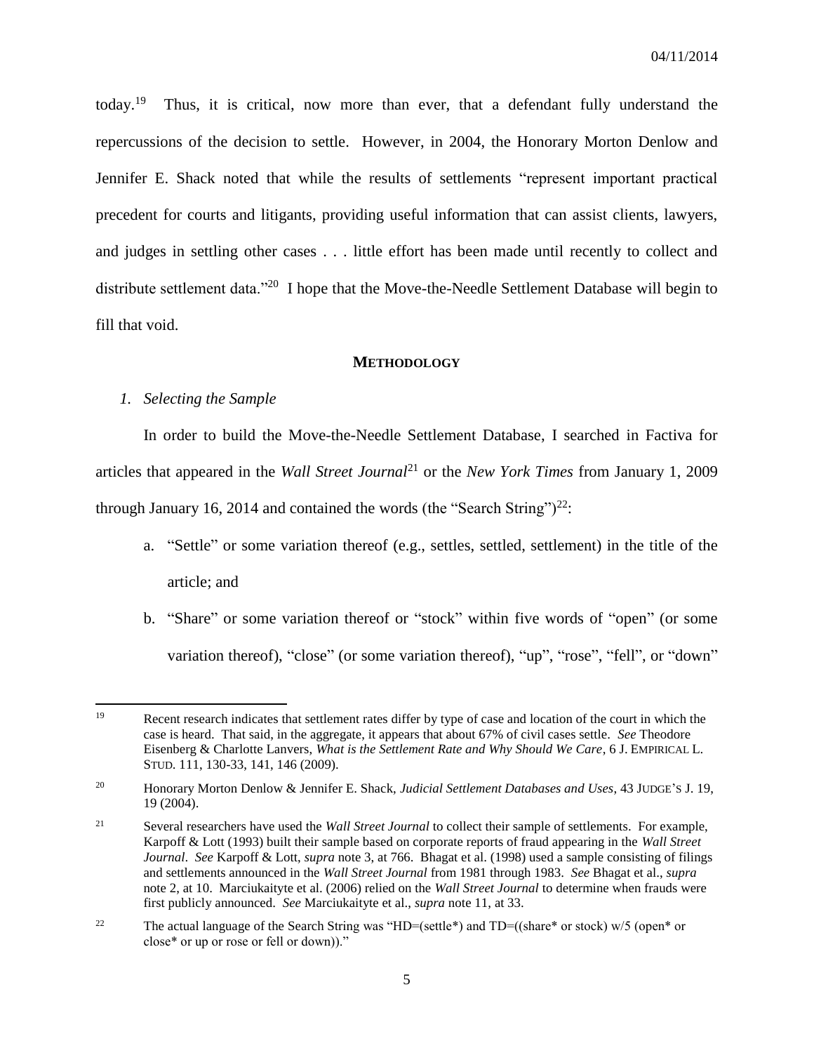today.[19] Thus, it is critical, now more than ever, that a defendant fully understand the repercussions of the decision to settle. However, in 2004, the Honorary Morton Denlow and Jennifer E. Shack noted that while the results of settlements "represent important practical precedent for courts and litigants, providing useful information that can assist clients, lawyers, and judges in settling other cases . . . little effort has been made until recently to collect and distribute settlement data."[20] I hope that the Move-the-Needle Settlement Database will begin to fill that void.

## METHODOLOGY

### *1. Selecting the Sample*

In order to build the Move-the-Needle Settlement Database, I searched in Factiva for articles that appeared in the *Wall Street Journal*[21] or the *New York Times* from January 1, 2009 through January 16, 2014 and contained the words (the "Search String")[22]:

a. "Settle" or some variation thereof (e.g., settles, settled, settlement) in the title of the article; and

b. "Share" or some variation thereof or "stock" within five words of "open" (or some variation thereof), "close" (or some variation thereof), "up", "rose", "fell", or "down"

---

[19] Recent research indicates that settlement rates differ by type of case and location of the court in which the case is heard. That said, in the aggregate, it appears that about 67% of civil cases settle. *See* Theodore Eisenberg & Charlotte Lanvers, *What is the Settlement Rate and Why Should We Care*, 6 J. EMPIRICAL L. STUD. 111, 130-33, 141, 146 (2009).

[20] Honorary Morton Denlow & Jennifer E. Shack, *Judicial Settlement Databases and Uses*, 43 JUDGE'S J. 19, 19 (2004).

[21] Several researchers have used the *Wall Street Journal* to collect their sample of settlements. For example, Karpoff & Lott (1993) built their sample based on corporate reports of fraud appearing in the *Wall Street Journal*. *See* Karpoff & Lott, *supra* note 3, at 766. Bhagat et al. (1998) used a sample consisting of filings and settlements announced in the *Wall Street Journal* from 1981 through 1983. *See* Bhagat et al., *supra* note 2, at 10. Marciukaityte et al. (2006) relied on the *Wall Street Journal* to determine when frauds were first publicly announced. *See* Marciukaityte et al., *supra* note 11, at 33.

[22] The actual language of the Search String was "HD=(settle*) and TD=((share* or stock) w/5 (open* or close* or up or rose or fell or down))."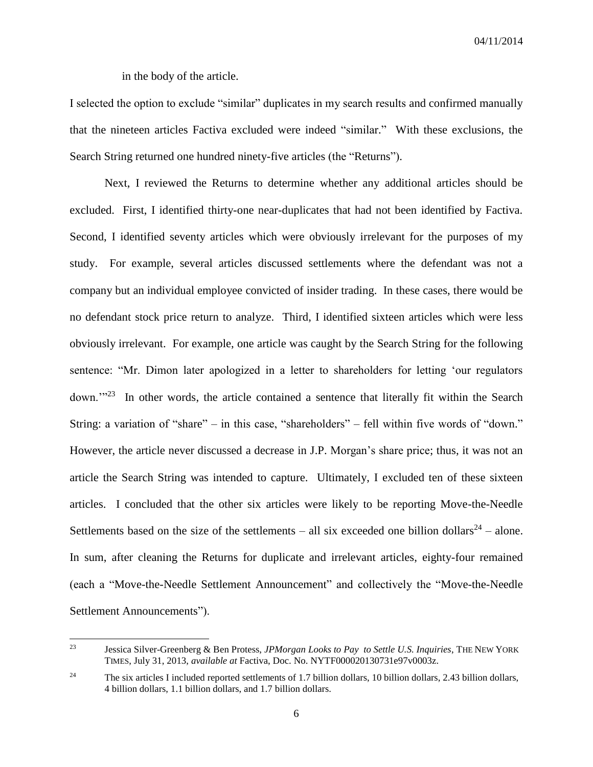in the body of the article.

I selected the option to exclude "similar" duplicates in my search results and confirmed manually that the nineteen articles Factiva excluded were indeed "similar." With these exclusions, the Search String returned one hundred ninety-five articles (the "Returns").

Next, I reviewed the Returns to determine whether any additional articles should be excluded. First, I identified thirty-one near-duplicates that had not been identified by Factiva. Second, I identified seventy articles which were obviously irrelevant for the purposes of my study. For example, several articles discussed settlements where the defendant was not a company but an individual employee convicted of insider trading. In these cases, there would be no defendant stock price return to analyze. Third, I identified sixteen articles which were less obviously irrelevant. For example, one article was caught by the Search String for the following sentence: "Mr. Dimon later apologized in a letter to shareholders for letting 'our regulators down.'"[23] In other words, the article contained a sentence that literally fit within the Search String: a variation of "share" – in this case, "shareholders" – fell within five words of "down." However, the article never discussed a decrease in J.P. Morgan's share price; thus, it was not an article the Search String was intended to capture. Ultimately, I excluded ten of these sixteen articles. I concluded that the other six articles were likely to be reporting Move-the-Needle Settlements based on the size of the settlements – all six exceeded one billion dollars[24] – alone. In sum, after cleaning the Returns for duplicate and irrelevant articles, eighty-four remained (each a "Move-the-Needle Settlement Announcement" and collectively the "Move-the-Needle Settlement Announcements").

---

[23] Jessica Silver-Greenberg & Ben Protess, *JPMorgan Looks to Pay to Settle U.S. Inquiries*, THE NEW YORK TIMES, July 31, 2013, *available at* Factiva, Doc. No. NYTF000020130731e97v0003z.

[24] The six articles I included reported settlements of 1.7 billion dollars, 10 billion dollars, 2.43 billion dollars, 4 billion dollars, 1.1 billion dollars, and 1.7 billion dollars.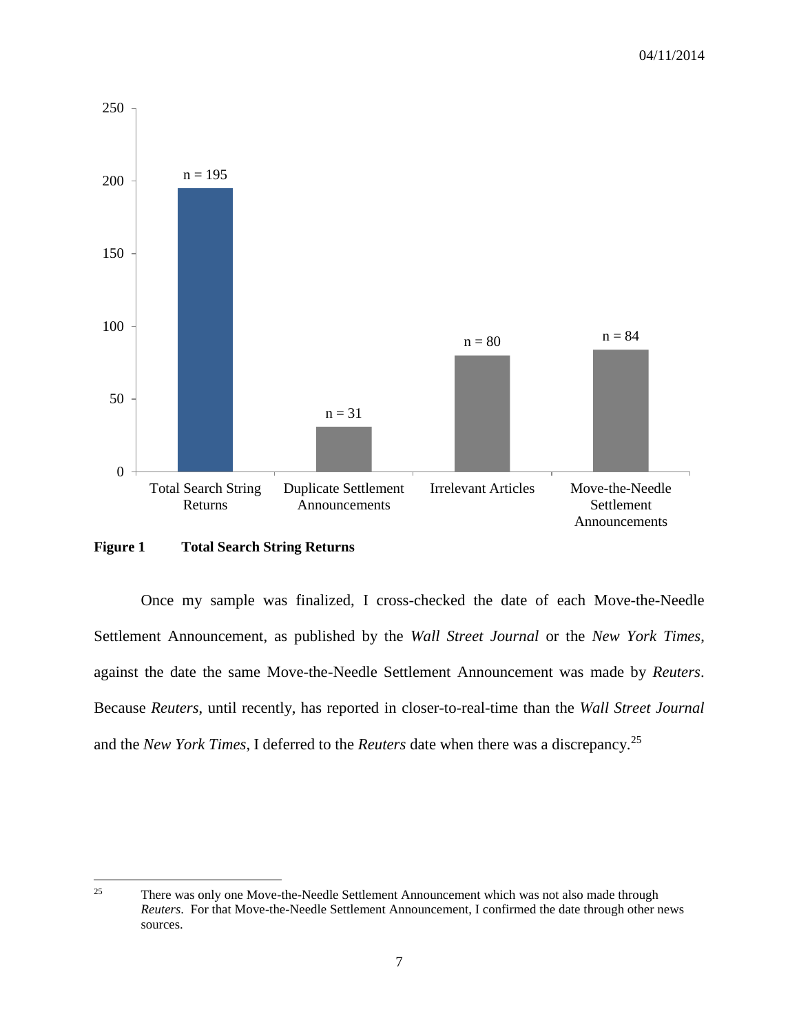| Category | n |
| --- | --- |
| Total Search String Returns | 195 |
| Duplicate Settlement Announcements | 31 |
| Irrelevant Articles | 80 |
| Move-the-Needle Settlement Announcements | 84 |

**Figure 1 Total Search String Returns**

Once my sample was finalized, I cross-checked the date of each Move-the-Needle Settlement Announcement, as published by the *Wall Street Journal* or the *New York Times*, against the date the same Move-the-Needle Settlement Announcement was made by *Reuters*. Because *Reuters*, until recently, has reported in closer-to-real-time than the *Wall Street Journal* and the *New York Times*, I deferred to the *Reuters* date when there was a discrepancy.[25]

---

[25] There was only one Move-the-Needle Settlement Announcement which was not also made through *Reuters*. For that Move-the-Needle Settlement Announcement, I confirmed the date through other news sources.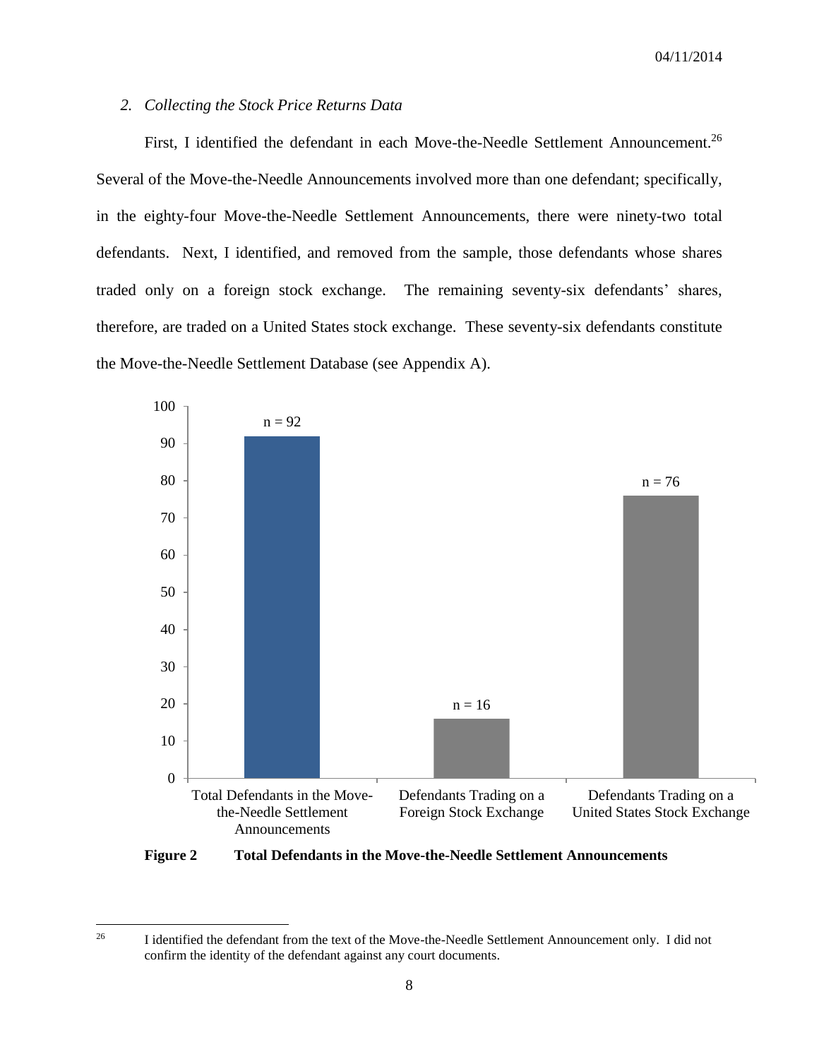### 2. *Collecting the Stock Price Returns Data*

First, I identified the defendant in each Move-the-Needle Settlement Announcement.[26] Several of the Move-the-Needle Announcements involved more than one defendant; specifically, in the eighty-four Move-the-Needle Settlement Announcements, there were ninety-two total defendants. Next, I identified, and removed from the sample, those defendants whose shares traded only on a foreign stock exchange. The remaining seventy-six defendants' shares, therefore, are traded on a United States stock exchange. These seventy-six defendants constitute the Move-the-Needle Settlement Database (see Appendix A).

| Category | n |
|---|---|
| Total Defendants in the Move-the-Needle Settlement Announcements | 92 |
| Defendants Trading on a Foreign Stock Exchange | 16 |
| Defendants Trading on a United States Stock Exchange | 76 |

**Figure 2 Total Defendants in the Move-the-Needle Settlement Announcements**

---

[26] I identified the defendant from the text of the Move-the-Needle Settlement Announcement only. I did not confirm the identity of the defendant against any court documents.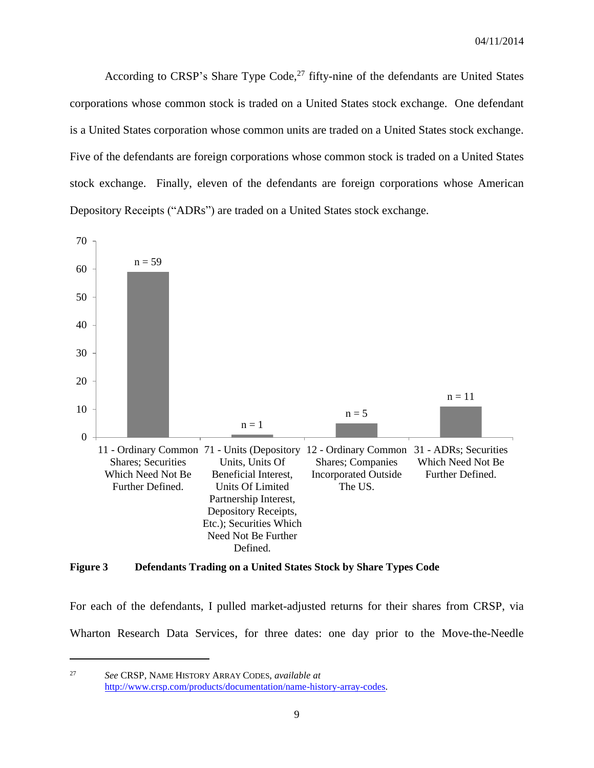According to CRSP's Share Type Code,[27] fifty-nine of the defendants are United States corporations whose common stock is traded on a United States stock exchange. One defendant is a United States corporation whose common units are traded on a United States stock exchange. Five of the defendants are foreign corporations whose common stock is traded on a United States stock exchange. Finally, eleven of the defendants are foreign corporations whose American Depository Receipts ("ADRs") are traded on a United States stock exchange.

| Share Type Code | n |
|---|---|
| 11 - Ordinary Common Shares; Securities Which Need Not Be Further Defined. | 59 |
| 71 - Units (Depository Units, Units Of Beneficial Interest, Units Of Limited Partnership Interest, Depository Receipts, Etc.); Securities Which Need Not Be Further Defined. | 1 |
| 12 - Ordinary Common Shares; Companies Incorporated Outside The US. | 5 |
| 31 - ADRs; Securities Which Need Not Be Further Defined. | 11 |

**Figure 3 Defendants Trading on a United States Stock by Share Types Code**

For each of the defendants, I pulled market-adjusted returns for their shares from CRSP, via Wharton Research Data Services, for three dates: one day prior to the Move-the-Needle

---

[27] *See* CRSP, NAME HISTORY ARRAY CODES, *available at* http://www.crsp.com/products/documentation/name-history-array-codes.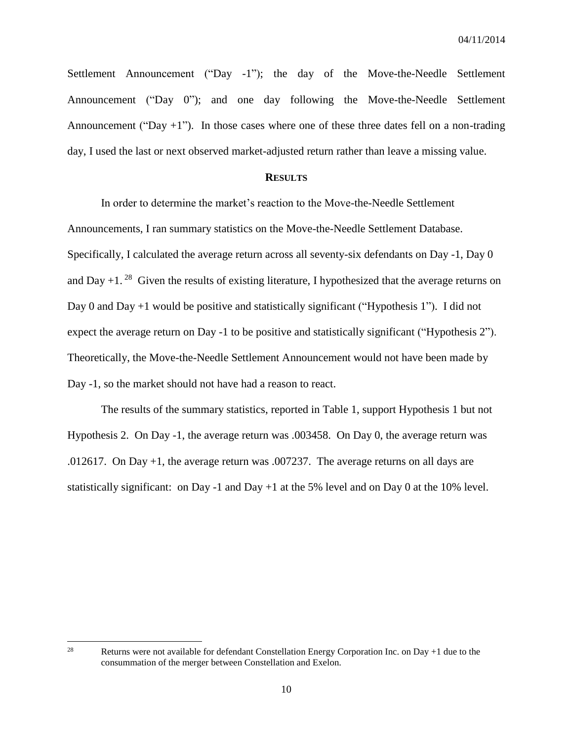Settlement Announcement ("Day -1"); the day of the Move-the-Needle Settlement Announcement ("Day 0"); and one day following the Move-the-Needle Settlement Announcement ("Day +1"). In those cases where one of these three dates fell on a non-trading day, I used the last or next observed market-adjusted return rather than leave a missing value.

## RESULTS

In order to determine the market's reaction to the Move-the-Needle Settlement Announcements, I ran summary statistics on the Move-the-Needle Settlement Database. Specifically, I calculated the average return across all seventy-six defendants on Day -1, Day 0 and Day +1.[28] Given the results of existing literature, I hypothesized that the average returns on Day 0 and Day +1 would be positive and statistically significant ("Hypothesis 1"). I did not expect the average return on Day -1 to be positive and statistically significant ("Hypothesis 2"). Theoretically, the Move-the-Needle Settlement Announcement would not have been made by Day -1, so the market should not have had a reason to react.

The results of the summary statistics, reported in Table 1, support Hypothesis 1 but not Hypothesis 2. On Day -1, the average return was .003458. On Day 0, the average return was .012617. On Day +1, the average return was .007237. The average returns on all days are statistically significant: on Day -1 and Day +1 at the 5% level and on Day 0 at the 10% level.

[28] Returns were not available for defendant Constellation Energy Corporation Inc. on Day +1 due to the consummation of the merger between Constellation and Exelon.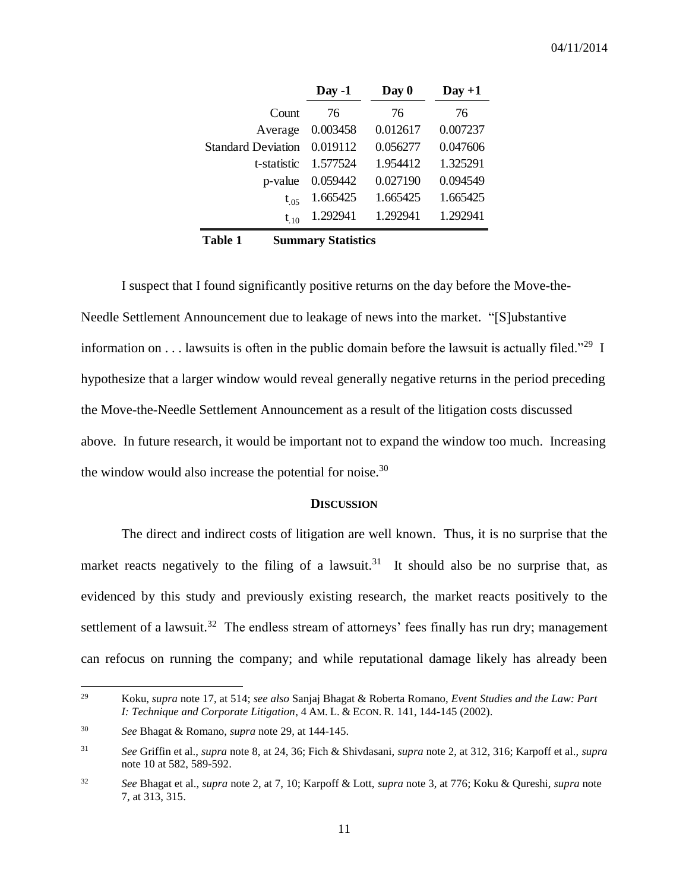| | Day -1 | Day 0 | Day +1 |
|---|---|---|---|
| Count | 76 | 76 | 76 |
| Average | 0.003458 | 0.012617 | 0.007237 |
| Standard Deviation | 0.019112 | 0.056277 | 0.047606 |
| t-statistic | 1.577524 | 1.954412 | 1.325291 |
| p-value | 0.059442 | 0.027190 | 0.094549 |
| $t_{.05}$ | 1.665425 | 1.665425 | 1.665425 |
| $t_{.10}$ | 1.292941 | 1.292941 | 1.292941 |

**Table 1 Summary Statistics**

I suspect that I found significantly positive returns on the day before the Move-the-Needle Settlement Announcement due to leakage of news into the market. "[S]ubstantive information on . . . lawsuits is often in the public domain before the lawsuit is actually filed."[29] I hypothesize that a larger window would reveal generally negative returns in the period preceding the Move-the-Needle Settlement Announcement as a result of the litigation costs discussed above. In future research, it would be important not to expand the window too much. Increasing the window would also increase the potential for noise.[30]

## DISCUSSION

The direct and indirect costs of litigation are well known. Thus, it is no surprise that the market reacts negatively to the filing of a lawsuit.[31] It should also be no surprise that, as evidenced by this study and previously existing research, the market reacts positively to the settlement of a lawsuit.[32] The endless stream of attorneys' fees finally has run dry; management can refocus on running the company; and while reputational damage likely has already been

---

[29] Koku, *supra* note 17, at 514; *see also* Sanjaj Bhagat & Roberta Romano, *Event Studies and the Law: Part I: Technique and Corporate Litigation*, 4 AM. L. & ECON. R. 141, 144-145 (2002).

[30] *See* Bhagat & Romano, *supra* note 29, at 144-145.

[31] *See* Griffin et al., *supra* note 8, at 24, 36; Fich & Shivdasani, *supra* note 2, at 312, 316; Karpoff et al., *supra* note 10 at 582, 589-592.

[32] *See* Bhagat et al., *supra* note 2, at 7, 10; Karpoff & Lott, *supra* note 3, at 776; Koku & Qureshi, *supra* note 7, at 313, 315.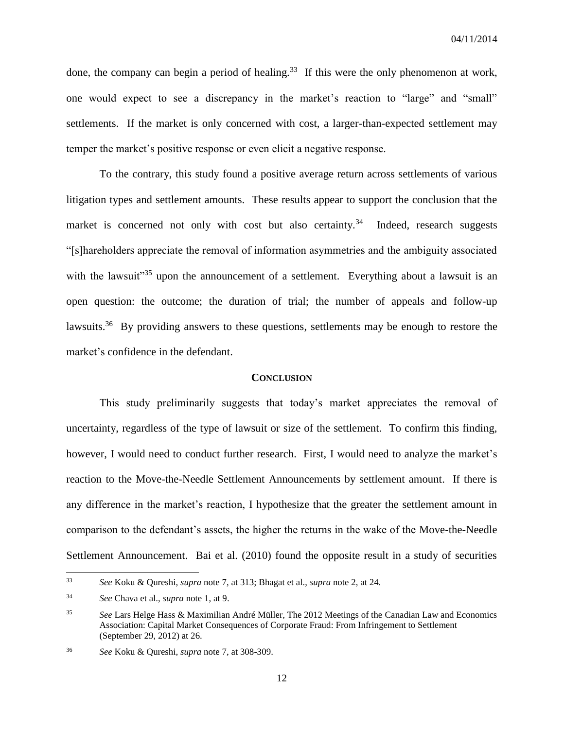done, the company can begin a period of healing.[33] If this were the only phenomenon at work, one would expect to see a discrepancy in the market's reaction to "large" and "small" settlements. If the market is only concerned with cost, a larger-than-expected settlement may temper the market's positive response or even elicit a negative response.

To the contrary, this study found a positive average return across settlements of various litigation types and settlement amounts. These results appear to support the conclusion that the market is concerned not only with cost but also certainty.[34] Indeed, research suggests "[s]hareholders appreciate the removal of information asymmetries and the ambiguity associated with the lawsuit"[35] upon the announcement of a settlement. Everything about a lawsuit is an open question: the outcome; the duration of trial; the number of appeals and follow-up lawsuits.[36] By providing answers to these questions, settlements may be enough to restore the market's confidence in the defendant.

## Conclusion

This study preliminarily suggests that today's market appreciates the removal of uncertainty, regardless of the type of lawsuit or size of the settlement. To confirm this finding, however, I would need to conduct further research. First, I would need to analyze the market's reaction to the Move-the-Needle Settlement Announcements by settlement amount. If there is any difference in the market's reaction, I hypothesize that the greater the settlement amount in comparison to the defendant's assets, the higher the returns in the wake of the Move-the-Needle Settlement Announcement. Bai et al. (2010) found the opposite result in a study of securities

---

33 *See* Koku & Qureshi, *supra* note 7, at 313; Bhagat et al., *supra* note 2, at 24.

34 *See* Chava et al., *supra* note 1, at 9.

35 *See* Lars Helge Hass & Maximilian André Müller, The 2012 Meetings of the Canadian Law and Economics Association: Capital Market Consequences of Corporate Fraud: From Infringement to Settlement (September 29, 2012) at 26.

36 *See* Koku & Qureshi, *supra* note 7, at 308-309.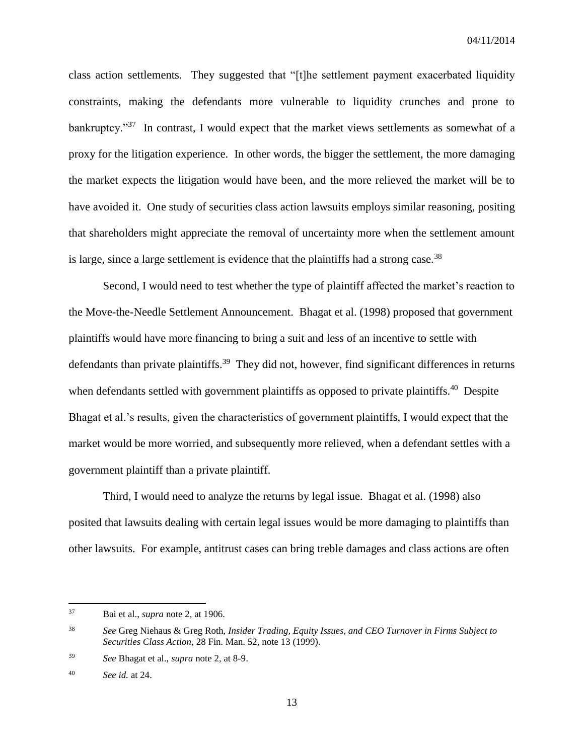class action settlements. They suggested that "[t]he settlement payment exacerbated liquidity constraints, making the defendants more vulnerable to liquidity crunches and prone to bankruptcy."[37] In contrast, I would expect that the market views settlements as somewhat of a proxy for the litigation experience. In other words, the bigger the settlement, the more damaging the market expects the litigation would have been, and the more relieved the market will be to have avoided it. One study of securities class action lawsuits employs similar reasoning, positing that shareholders might appreciate the removal of uncertainty more when the settlement amount is large, since a large settlement is evidence that the plaintiffs had a strong case.[38]

Second, I would need to test whether the type of plaintiff affected the market's reaction to the Move-the-Needle Settlement Announcement. Bhagat et al. (1998) proposed that government plaintiffs would have more financing to bring a suit and less of an incentive to settle with defendants than private plaintiffs.[39] They did not, however, find significant differences in returns when defendants settled with government plaintiffs as opposed to private plaintiffs.[40] Despite Bhagat et al.'s results, given the characteristics of government plaintiffs, I would expect that the market would be more worried, and subsequently more relieved, when a defendant settles with a government plaintiff than a private plaintiff.

Third, I would need to analyze the returns by legal issue. Bhagat et al. (1998) also posited that lawsuits dealing with certain legal issues would be more damaging to plaintiffs than other lawsuits. For example, antitrust cases can bring treble damages and class actions are often

---

[37] Bai et al., *supra* note 2, at 1906.

[38] *See* Greg Niehaus & Greg Roth, *Insider Trading, Equity Issues, and CEO Turnover in Firms Subject to Securities Class Action*, 28 Fin. Man. 52, note 13 (1999).

[39] *See* Bhagat et al., *supra* note 2, at 8-9.

[40] *See id.* at 24.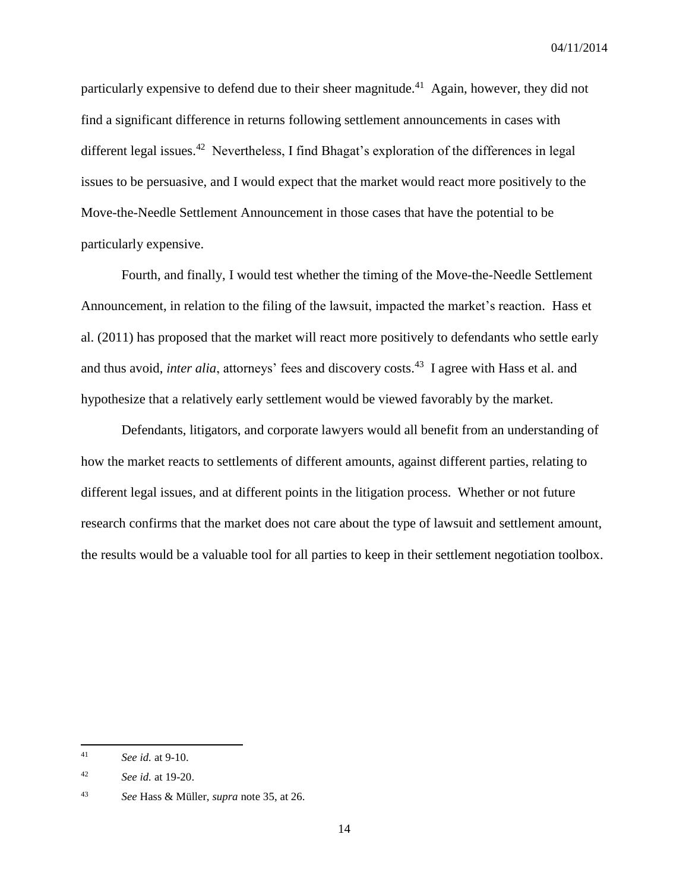particularly expensive to defend due to their sheer magnitude.[41] Again, however, they did not find a significant difference in returns following settlement announcements in cases with different legal issues.[42] Nevertheless, I find Bhagat's exploration of the differences in legal issues to be persuasive, and I would expect that the market would react more positively to the Move-the-Needle Settlement Announcement in those cases that have the potential to be particularly expensive.

Fourth, and finally, I would test whether the timing of the Move-the-Needle Settlement Announcement, in relation to the filing of the lawsuit, impacted the market's reaction. Hass et al. (2011) has proposed that the market will react more positively to defendants who settle early and thus avoid, *inter alia*, attorneys' fees and discovery costs.[43] I agree with Hass et al. and hypothesize that a relatively early settlement would be viewed favorably by the market.

Defendants, litigators, and corporate lawyers would all benefit from an understanding of how the market reacts to settlements of different amounts, against different parties, relating to different legal issues, and at different points in the litigation process. Whether or not future research confirms that the market does not care about the type of lawsuit and settlement amount, the results would be a valuable tool for all parties to keep in their settlement negotiation toolbox.

---

[41] *See id.* at 9-10.

[42] *See id.* at 19-20.

[43] *See* Hass & Müller, *supra* note 35, at 26.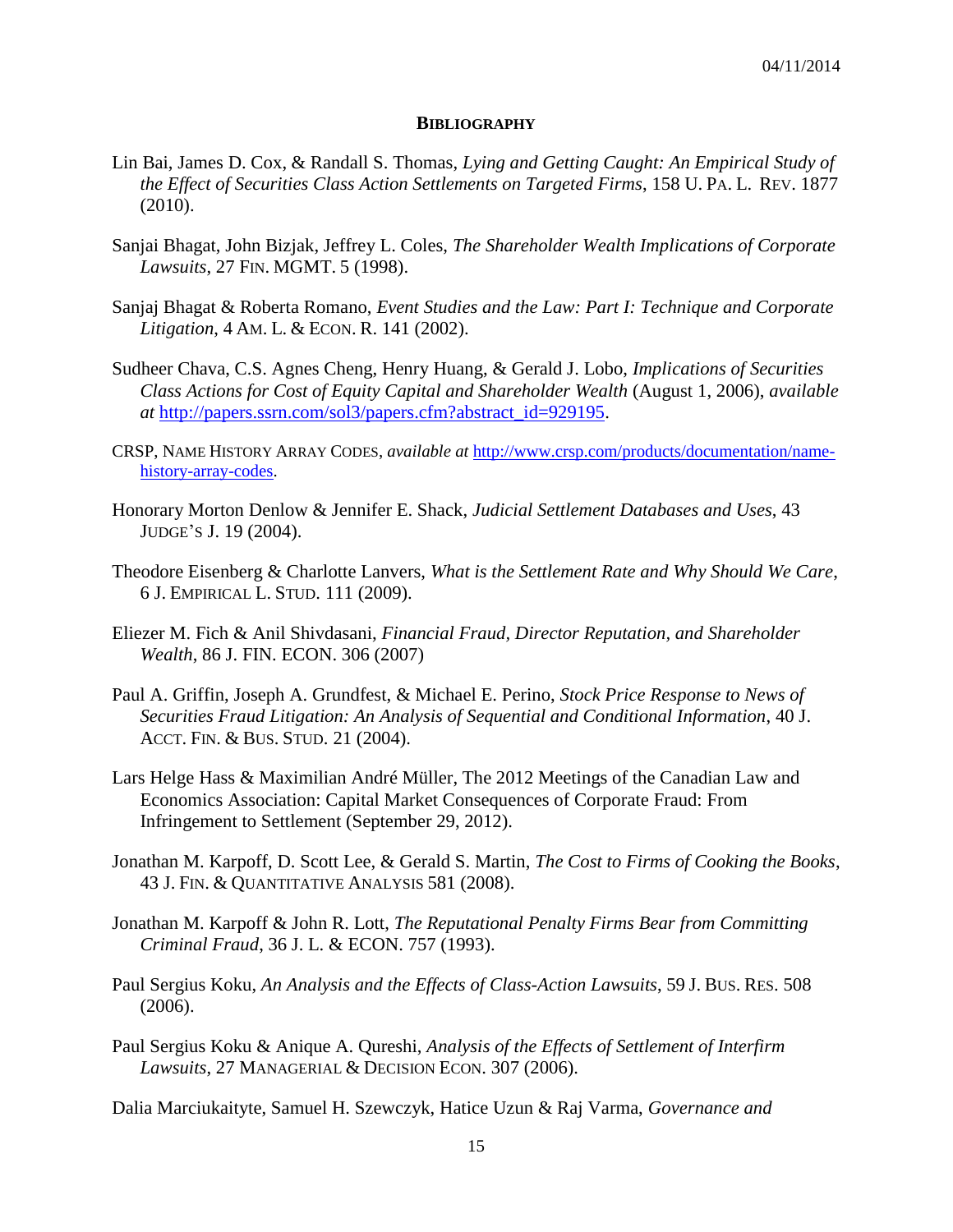**BIBLIOGRAPHY**

Lin Bai, James D. Cox, & Randall S. Thomas, *Lying and Getting Caught: An Empirical Study of the Effect of Securities Class Action Settlements on Targeted Firms*, 158 U. PA. L. REV. 1877 (2010).

Sanjai Bhagat, John Bizjak, Jeffrey L. Coles, *The Shareholder Wealth Implications of Corporate Lawsuits*, 27 FIN. MGMT. 5 (1998).

Sanjaj Bhagat & Roberta Romano, *Event Studies and the Law: Part I: Technique and Corporate Litigation*, 4 AM. L. & ECON. R. 141 (2002).

Sudheer Chava, C.S. Agnes Cheng, Henry Huang, & Gerald J. Lobo, *Implications of Securities Class Actions for Cost of Equity Capital and Shareholder Wealth* (August 1, 2006), *available at* http://papers.ssrn.com/sol3/papers.cfm?abstract_id=929195.

CRSP, NAME HISTORY ARRAY CODES, *available at* http://www.crsp.com/products/documentation/name-history-array-codes.

Honorary Morton Denlow & Jennifer E. Shack, *Judicial Settlement Databases and Uses*, 43 JUDGE'S J. 19 (2004).

Theodore Eisenberg & Charlotte Lanvers, *What is the Settlement Rate and Why Should We Care*, 6 J. EMPIRICAL L. STUD. 111 (2009).

Eliezer M. Fich & Anil Shivdasani, *Financial Fraud, Director Reputation, and Shareholder Wealth*, 86 J. FIN. ECON. 306 (2007)

Paul A. Griffin, Joseph A. Grundfest, & Michael E. Perino, *Stock Price Response to News of Securities Fraud Litigation: An Analysis of Sequential and Conditional Information*, 40 J. ACCT. FIN. & BUS. STUD. 21 (2004).

Lars Helge Hass & Maximilian André Müller, The 2012 Meetings of the Canadian Law and Economics Association: Capital Market Consequences of Corporate Fraud: From Infringement to Settlement (September 29, 2012).

Jonathan M. Karpoff, D. Scott Lee, & Gerald S. Martin, *The Cost to Firms of Cooking the Books*, 43 J. FIN. & QUANTITATIVE ANALYSIS 581 (2008).

Jonathan M. Karpoff & John R. Lott, *The Reputational Penalty Firms Bear from Committing Criminal Fraud*, 36 J. L. & ECON. 757 (1993).

Paul Sergius Koku, *An Analysis and the Effects of Class-Action Lawsuits*, 59 J. BUS. RES. 508 (2006).

Paul Sergius Koku & Anique A. Qureshi, *Analysis of the Effects of Settlement of Interfirm Lawsuits*, 27 MANAGERIAL & DECISION ECON. 307 (2006).

Dalia Marciukaityte, Samuel H. Szewczyk, Hatice Uzun & Raj Varma, *Governance and*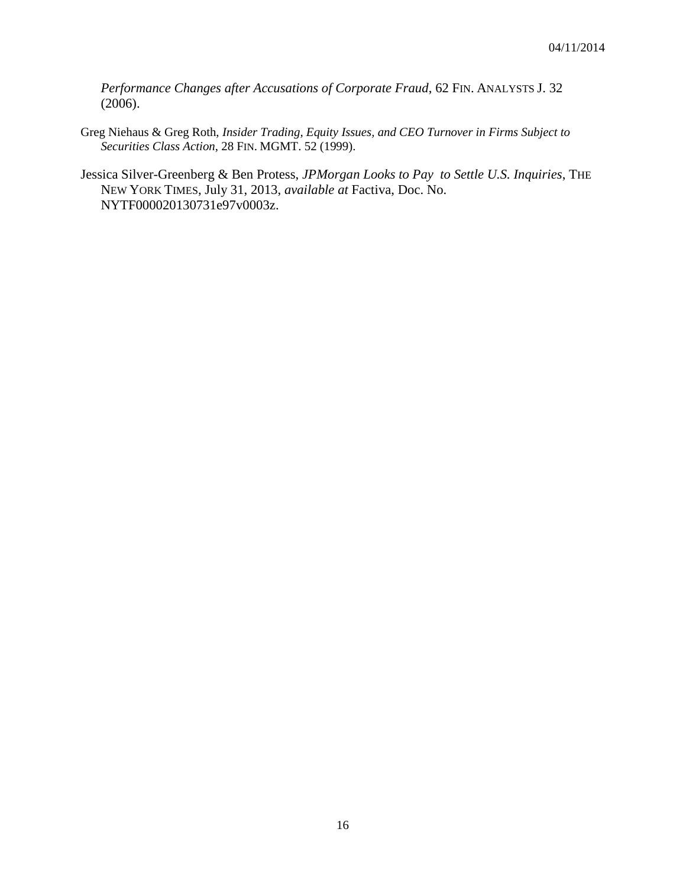*Performance Changes after Accusations of Corporate Fraud*, 62 FIN. ANALYSTS J. 32 (2006).

Greg Niehaus & Greg Roth, *Insider Trading, Equity Issues, and CEO Turnover in Firms Subject to Securities Class Action*, 28 FIN. MGMT. 52 (1999).

Jessica Silver-Greenberg & Ben Protess, *JPMorgan Looks to Pay to Settle U.S. Inquiries*, THE NEW YORK TIMES, July 31, 2013, *available at* Factiva, Doc. No. NYTF000020130731e97v0003z.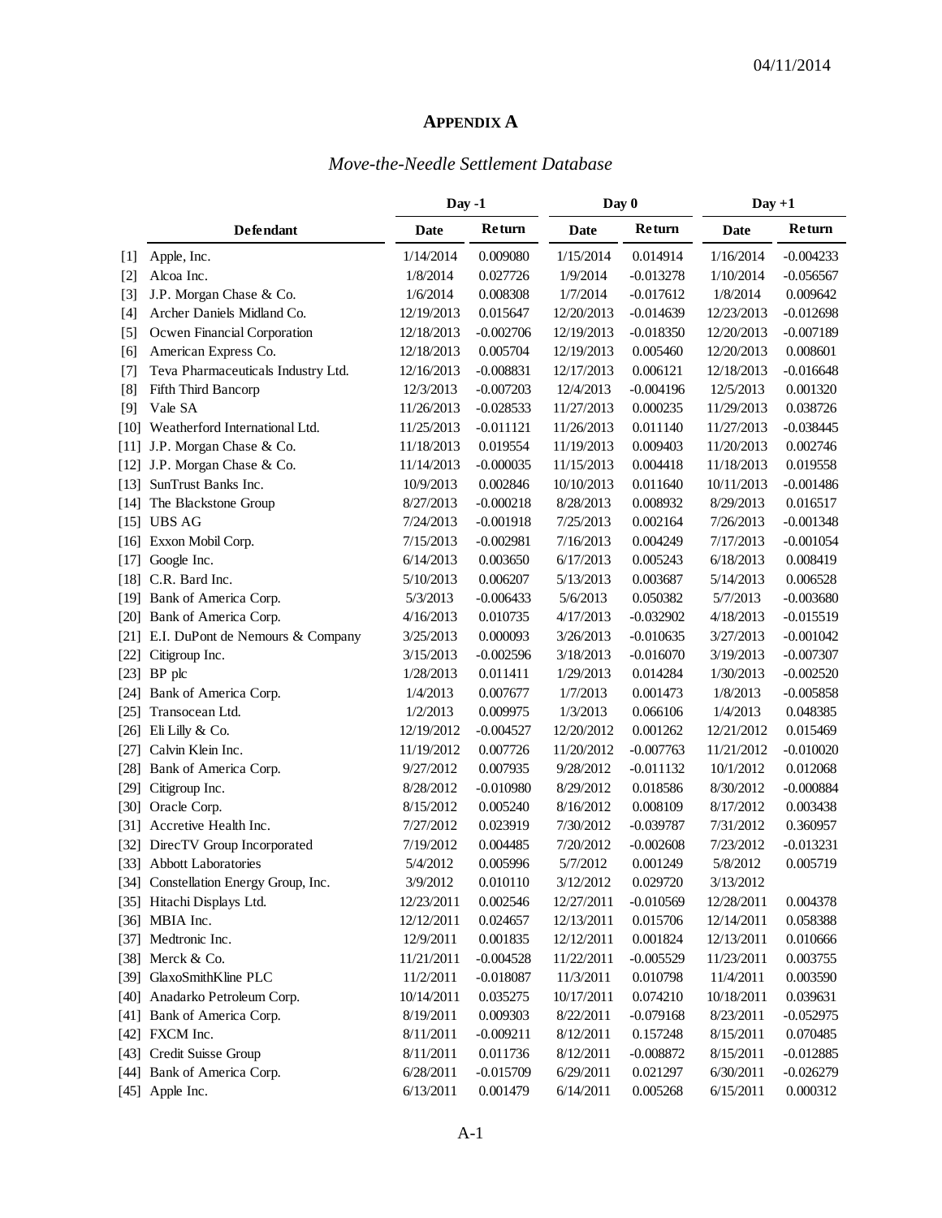04/11/2014

## APPENDIX A

### *Move-the-Needle Settlement Database*

| | | Day -1 | | Day 0 | | Day +1 | |
|---|---|---|---|---|---|---|---|
| | **Defendant** | **Date** | **Return** | **Date** | **Return** | **Date** | **Return** |
| [1] | Apple, Inc. | 1/14/2014 | 0.009080 | 1/15/2014 | 0.014914 | 1/16/2014 | -0.004233 |
| [2] | Alcoa Inc. | 1/8/2014 | 0.027726 | 1/9/2014 | -0.013278 | 1/10/2014 | -0.056567 |
| [3] | J.P. Morgan Chase & Co. | 1/6/2014 | 0.008308 | 1/7/2014 | -0.017612 | 1/8/2014 | 0.009642 |
| [4] | Archer Daniels Midland Co. | 12/19/2013 | 0.015647 | 12/20/2013 | -0.014639 | 12/23/2013 | -0.012698 |
| [5] | Ocwen Financial Corporation | 12/18/2013 | -0.002706 | 12/19/2013 | -0.018350 | 12/20/2013 | -0.007189 |
| [6] | American Express Co. | 12/18/2013 | 0.005704 | 12/19/2013 | 0.005460 | 12/20/2013 | 0.008601 |
| [7] | Teva Pharmaceuticals Industry Ltd. | 12/16/2013 | -0.008831 | 12/17/2013 | 0.006121 | 12/18/2013 | -0.016648 |
| [8] | Fifth Third Bancorp | 12/3/2013 | -0.007203 | 12/4/2013 | -0.004196 | 12/5/2013 | 0.001320 |
| [9] | Vale SA | 11/26/2013 | -0.028533 | 11/27/2013 | 0.000235 | 11/29/2013 | 0.038726 |
| [10] | Weatherford International Ltd. | 11/25/2013 | -0.011121 | 11/26/2013 | 0.011140 | 11/27/2013 | -0.038445 |
| [11] | J.P. Morgan Chase & Co. | 11/18/2013 | 0.019554 | 11/19/2013 | 0.009403 | 11/20/2013 | 0.002746 |
| [12] | J.P. Morgan Chase & Co. | 11/14/2013 | -0.000035 | 11/15/2013 | 0.004418 | 11/18/2013 | 0.019558 |
| [13] | SunTrust Banks Inc. | 10/9/2013 | 0.002846 | 10/10/2013 | 0.011640 | 10/11/2013 | -0.001486 |
| [14] | The Blackstone Group | 8/27/2013 | -0.000218 | 8/28/2013 | 0.008932 | 8/29/2013 | 0.016517 |
| [15] | UBS AG | 7/24/2013 | -0.001918 | 7/25/2013 | 0.002164 | 7/26/2013 | -0.001348 |
| [16] | Exxon Mobil Corp. | 7/15/2013 | -0.002981 | 7/16/2013 | 0.004249 | 7/17/2013 | -0.001054 |
| [17] | Google Inc. | 6/14/2013 | 0.003650 | 6/17/2013 | 0.005243 | 6/18/2013 | 0.008419 |
| [18] | C.R. Bard Inc. | 5/10/2013 | 0.006207 | 5/13/2013 | 0.003687 | 5/14/2013 | 0.006528 |
| [19] | Bank of America Corp. | 5/3/2013 | -0.006433 | 5/6/2013 | 0.050382 | 5/7/2013 | -0.003680 |
| [20] | Bank of America Corp. | 4/16/2013 | 0.010735 | 4/17/2013 | -0.032902 | 4/18/2013 | -0.015519 |
| [21] | E.I. DuPont de Nemours & Company | 3/25/2013 | 0.000093 | 3/26/2013 | -0.010635 | 3/27/2013 | -0.001042 |
| [22] | Citigroup Inc. | 3/15/2013 | -0.002596 | 3/18/2013 | -0.016070 | 3/19/2013 | -0.007307 |
| [23] | BP plc | 1/28/2013 | 0.011411 | 1/29/2013 | 0.014284 | 1/30/2013 | -0.002520 |
| [24] | Bank of America Corp. | 1/4/2013 | 0.007677 | 1/7/2013 | 0.001473 | 1/8/2013 | -0.005858 |
| [25] | Transocean Ltd. | 1/2/2013 | 0.009975 | 1/3/2013 | 0.066106 | 1/4/2013 | 0.048385 |
| [26] | Eli Lilly & Co. | 12/19/2012 | -0.004527 | 12/20/2012 | 0.001262 | 12/21/2012 | 0.015469 |
| [27] | Calvin Klein Inc. | 11/19/2012 | 0.007726 | 11/20/2012 | -0.007763 | 11/21/2012 | -0.010020 |
| [28] | Bank of America Corp. | 9/27/2012 | 0.007935 | 9/28/2012 | -0.011132 | 10/1/2012 | 0.012068 |
| [29] | Citigroup Inc. | 8/28/2012 | -0.010980 | 8/29/2012 | 0.018586 | 8/30/2012 | -0.000884 |
| [30] | Oracle Corp. | 8/15/2012 | 0.005240 | 8/16/2012 | 0.008109 | 8/17/2012 | 0.003438 |
| [31] | Accretive Health Inc. | 7/27/2012 | 0.023919 | 7/30/2012 | -0.039787 | 7/31/2012 | 0.360957 |
| [32] | DirecTV Group Incorporated | 7/19/2012 | 0.004485 | 7/20/2012 | -0.002608 | 7/23/2012 | -0.013231 |
| [33] | Abbott Laboratories | 5/4/2012 | 0.005996 | 5/7/2012 | 0.001249 | 5/8/2012 | 0.005719 |
| [34] | Constellation Energy Group, Inc. | 3/9/2012 | 0.010110 | 3/12/2012 | 0.029720 | 3/13/2012 | |
| [35] | Hitachi Displays Ltd. | 12/23/2011 | 0.002546 | 12/27/2011 | -0.010569 | 12/28/2011 | 0.004378 |
| [36] | MBIA Inc. | 12/12/2011 | 0.024657 | 12/13/2011 | 0.015706 | 12/14/2011 | 0.058388 |
| [37] | Medtronic Inc. | 12/9/2011 | 0.001835 | 12/12/2011 | 0.001824 | 12/13/2011 | 0.010666 |
| [38] | Merck & Co. | 11/21/2011 | -0.004528 | 11/22/2011 | -0.005529 | 11/23/2011 | 0.003755 |
| [39] | GlaxoSmithKline PLC | 11/2/2011 | -0.018087 | 11/3/2011 | 0.010798 | 11/4/2011 | 0.003590 |
| [40] | Anadarko Petroleum Corp. | 10/14/2011 | 0.035275 | 10/17/2011 | 0.074210 | 10/18/2011 | 0.039631 |
| [41] | Bank of America Corp. | 8/19/2011 | 0.009303 | 8/22/2011 | -0.079168 | 8/23/2011 | -0.052975 |
| [42] | FXCM Inc. | 8/11/2011 | -0.009211 | 8/12/2011 | 0.157248 | 8/15/2011 | 0.070485 |
| [43] | Credit Suisse Group | 8/11/2011 | 0.011736 | 8/12/2011 | -0.008872 | 8/15/2011 | -0.012885 |
| [44] | Bank of America Corp. | 6/28/2011 | -0.015709 | 6/29/2011 | 0.021297 | 6/30/2011 | -0.026279 |
| [45] | Apple Inc. | 6/13/2011 | 0.001479 | 6/14/2011 | 0.005268 | 6/15/2011 | 0.000312 |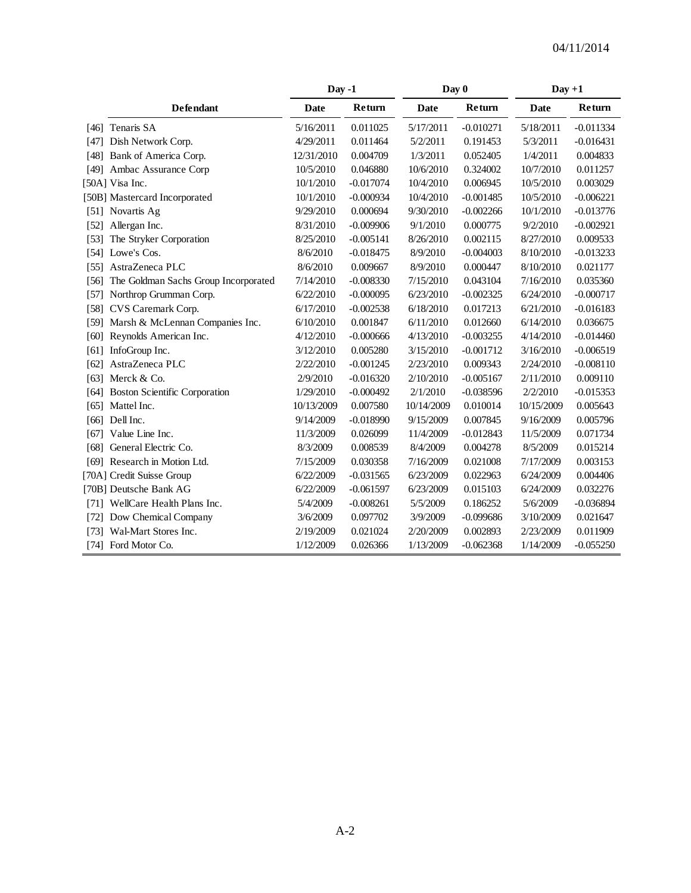| Defendant | Day -1 | | Day 0 | | Day +1 | |
|---|---|---|---|---|---|---|
| | **Date** | **Return** | **Date** | **Return** | **Date** | **Return** |
| [46] Tenaris SA | 5/16/2011 | 0.011025 | 5/17/2011 | -0.010271 | 5/18/2011 | -0.011334 |
| [47] Dish Network Corp. | 4/29/2011 | 0.011464 | 5/2/2011 | 0.191453 | 5/3/2011 | -0.016431 |
| [48] Bank of America Corp. | 12/31/2010 | 0.004709 | 1/3/2011 | 0.052405 | 1/4/2011 | 0.004833 |
| [49] Ambac Assurance Corp | 10/5/2010 | 0.046880 | 10/6/2010 | 0.324002 | 10/7/2010 | 0.011257 |
| [50A] Visa Inc. | 10/1/2010 | -0.017074 | 10/4/2010 | 0.006945 | 10/5/2010 | 0.003029 |
| [50B] Mastercard Incorporated | 10/1/2010 | -0.000934 | 10/4/2010 | -0.001485 | 10/5/2010 | -0.006221 |
| [51] Novartis Ag | 9/29/2010 | 0.000694 | 9/30/2010 | -0.002266 | 10/1/2010 | -0.013776 |
| [52] Allergan Inc. | 8/31/2010 | -0.009906 | 9/1/2010 | 0.000775 | 9/2/2010 | -0.002921 |
| [53] The Stryker Corporation | 8/25/2010 | -0.005141 | 8/26/2010 | 0.002115 | 8/27/2010 | 0.009533 |
| [54] Lowe's Cos. | 8/6/2010 | -0.018475 | 8/9/2010 | -0.004003 | 8/10/2010 | -0.013233 |
| [55] AstraZeneca PLC | 8/6/2010 | 0.009667 | 8/9/2010 | 0.000447 | 8/10/2010 | 0.021177 |
| [56] The Goldman Sachs Group Incorporated | 7/14/2010 | -0.008330 | 7/15/2010 | 0.043104 | 7/16/2010 | 0.035360 |
| [57] Northrop Grumman Corp. | 6/22/2010 | -0.000095 | 6/23/2010 | -0.002325 | 6/24/2010 | -0.000717 |
| [58] CVS Caremark Corp. | 6/17/2010 | -0.002538 | 6/18/2010 | 0.017213 | 6/21/2010 | -0.016183 |
| [59] Marsh & McLennan Companies Inc. | 6/10/2010 | 0.001847 | 6/11/2010 | 0.012660 | 6/14/2010 | 0.036675 |
| [60] Reynolds American Inc. | 4/12/2010 | -0.000666 | 4/13/2010 | -0.003255 | 4/14/2010 | -0.014460 |
| [61] InfoGroup Inc. | 3/12/2010 | 0.005280 | 3/15/2010 | -0.001712 | 3/16/2010 | -0.006519 |
| [62] AstraZeneca PLC | 2/22/2010 | -0.001245 | 2/23/2010 | 0.009343 | 2/24/2010 | -0.008110 |
| [63] Merck & Co. | 2/9/2010 | -0.016320 | 2/10/2010 | -0.005167 | 2/11/2010 | 0.009110 |
| [64] Boston Scientific Corporation | 1/29/2010 | -0.000492 | 2/1/2010 | -0.038596 | 2/2/2010 | -0.015353 |
| [65] Mattel Inc. | 10/13/2009 | 0.007580 | 10/14/2009 | 0.010014 | 10/15/2009 | 0.005643 |
| [66] Dell Inc. | 9/14/2009 | -0.018990 | 9/15/2009 | 0.007845 | 9/16/2009 | 0.005796 |
| [67] Value Line Inc. | 11/3/2009 | 0.026099 | 11/4/2009 | -0.012843 | 11/5/2009 | 0.071734 |
| [68] General Electric Co. | 8/3/2009 | 0.008539 | 8/4/2009 | 0.004278 | 8/5/2009 | 0.015214 |
| [69] Research in Motion Ltd. | 7/15/2009 | 0.030358 | 7/16/2009 | 0.021008 | 7/17/2009 | 0.003153 |
| [70A] Credit Suisse Group | 6/22/2009 | -0.031565 | 6/23/2009 | 0.022963 | 6/24/2009 | 0.004406 |
| [70B] Deutsche Bank AG | 6/22/2009 | -0.061597 | 6/23/2009 | 0.015103 | 6/24/2009 | 0.032276 |
| [71] WellCare Health Plans Inc. | 5/4/2009 | -0.008261 | 5/5/2009 | 0.186252 | 5/6/2009 | -0.036894 |
| [72] Dow Chemical Company | 3/6/2009 | 0.097702 | 3/9/2009 | -0.099686 | 3/10/2009 | 0.021647 |
| [73] Wal-Mart Stores Inc. | 2/19/2009 | 0.021024 | 2/20/2009 | 0.002893 | 2/23/2009 | 0.011909 |
| [74] Ford Motor Co. | 1/12/2009 | 0.026366 | 1/13/2009 | -0.062368 | 1/14/2009 | -0.055250 |